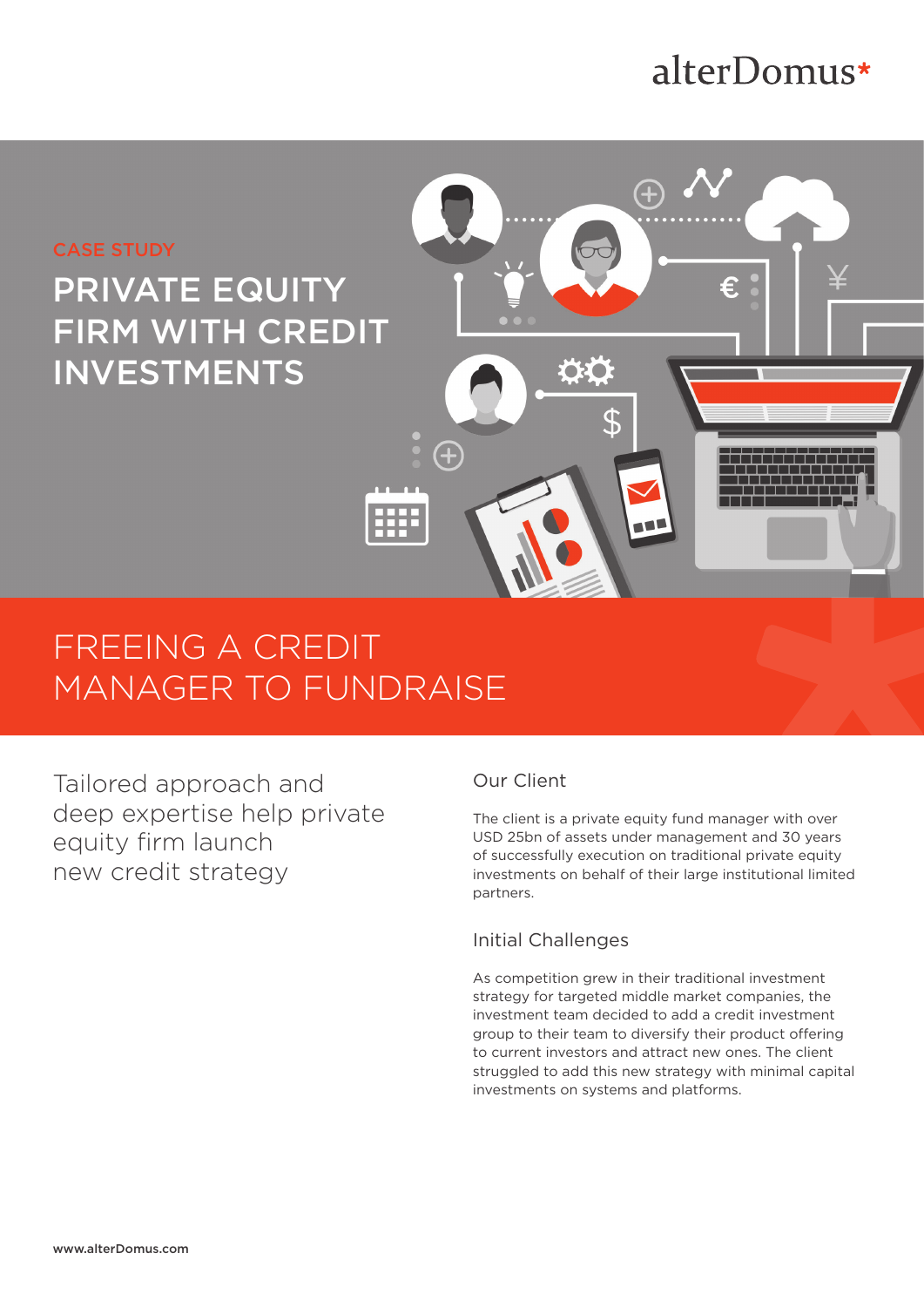alterDomus*

CASE STUDY

# PRIVATE EQUITY FIRM WITH CREDIT INVESTMENTS

# FREEING A CREDIT MANAGER TO FUNDRAISE

Tailored approach and deep expertise help private equity firm launch new credit strategy

## Our Client

The client is a private equity fund manager with over USD 25bn of assets under management and 30 years of successfully execution on traditional private equity investments on behalf of their large institutional limited partners.

## Initial Challenges

As competition grew in their traditional investment strategy for targeted middle market companies, the investment team decided to add a credit investment group to their team to diversify their product offering to current investors and attract new ones. The client struggled to add this new strategy with minimal capital investments on systems and platforms.

www.alterDomus.com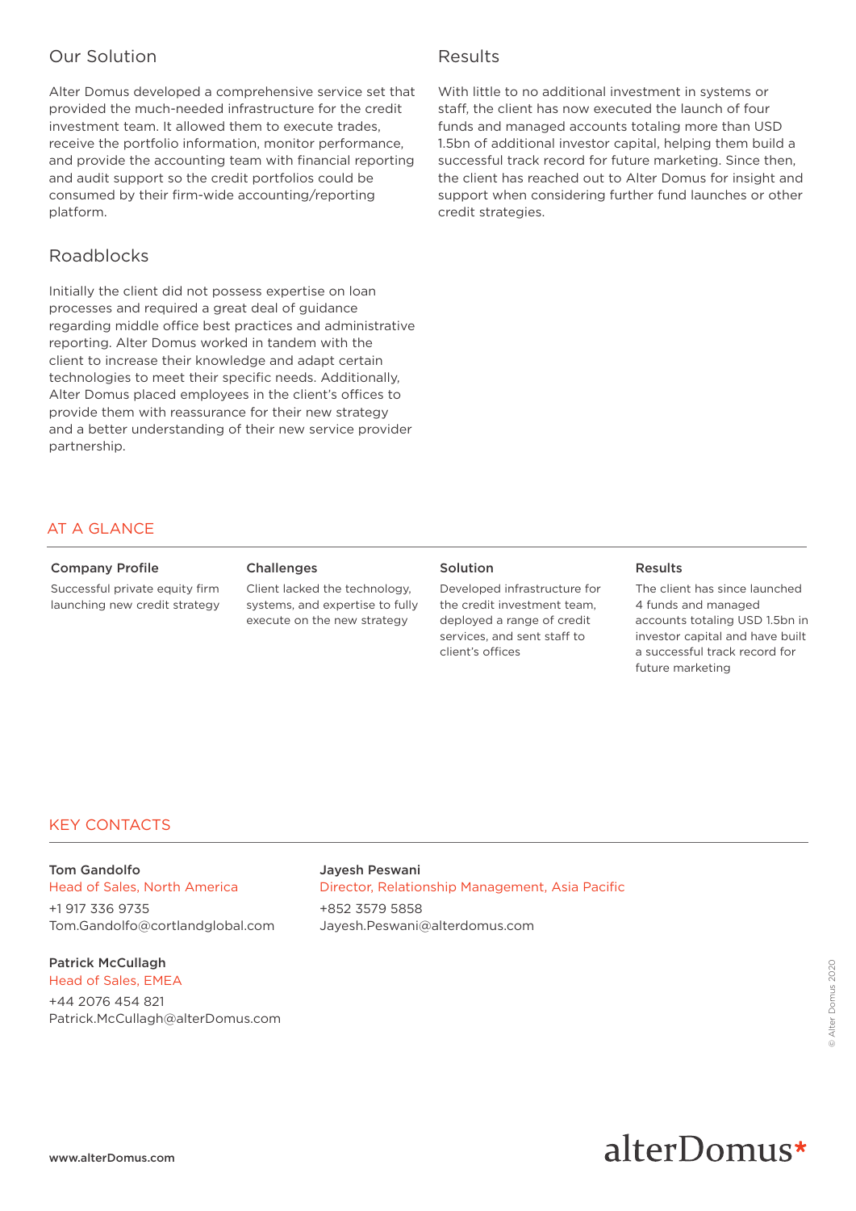## Our Solution

Alter Domus developed a comprehensive service set that provided the much-needed infrastructure for the credit investment team. It allowed them to execute trades, receive the portfolio information, monitor performance, and provide the accounting team with financial reporting and audit support so the credit portfolios could be consumed by their firm-wide accounting/reporting platform.

## Roadblocks

Initially the client did not possess expertise on loan processes and required a great deal of guidance regarding middle office best practices and administrative reporting. Alter Domus worked in tandem with the client to increase their knowledge and adapt certain technologies to meet their specific needs. Additionally, Alter Domus placed employees in the client's offices to provide them with reassurance for their new strategy and a better understanding of their new service provider partnership.

## Results

With little to no additional investment in systems or staff, the client has now executed the launch of four funds and managed accounts totaling more than USD 1.5bn of additional investor capital, helping them build a successful track record for future marketing. Since then, the client has reached out to Alter Domus for insight and support when considering further fund launches or other credit strategies.

## AT A GLANCE

**Company Profile**

Successful private equity firm launching new credit strategy

**Challenges**

Client lacked the technology, systems, and expertise to fully execute on the new strategy

**Solution**

Developed infrastructure for the credit investment team, deployed a range of credit services, and sent staff to client's offices

**Results**

The client has since launched 4 funds and managed accounts totaling USD 1.5bn in investor capital and have built a successful track record for future marketing

## KEY CONTACTS

**Tom Gandolfo**
Head of Sales, North America
+1 917 336 9735
Tom.Gandolfo@cortlandglobal.com

**Patrick McCullagh**
Head of Sales, EMEA
+44 2076 454 821
Patrick.McCullagh@alterDomus.com

**Jayesh Peswani**
Director, Relationship Management, Asia Pacific
+852 3579 5858
Jayesh.Peswani@alterdomus.com

© Alter Domus 2020

www.alterDomus.com

alterDomus*